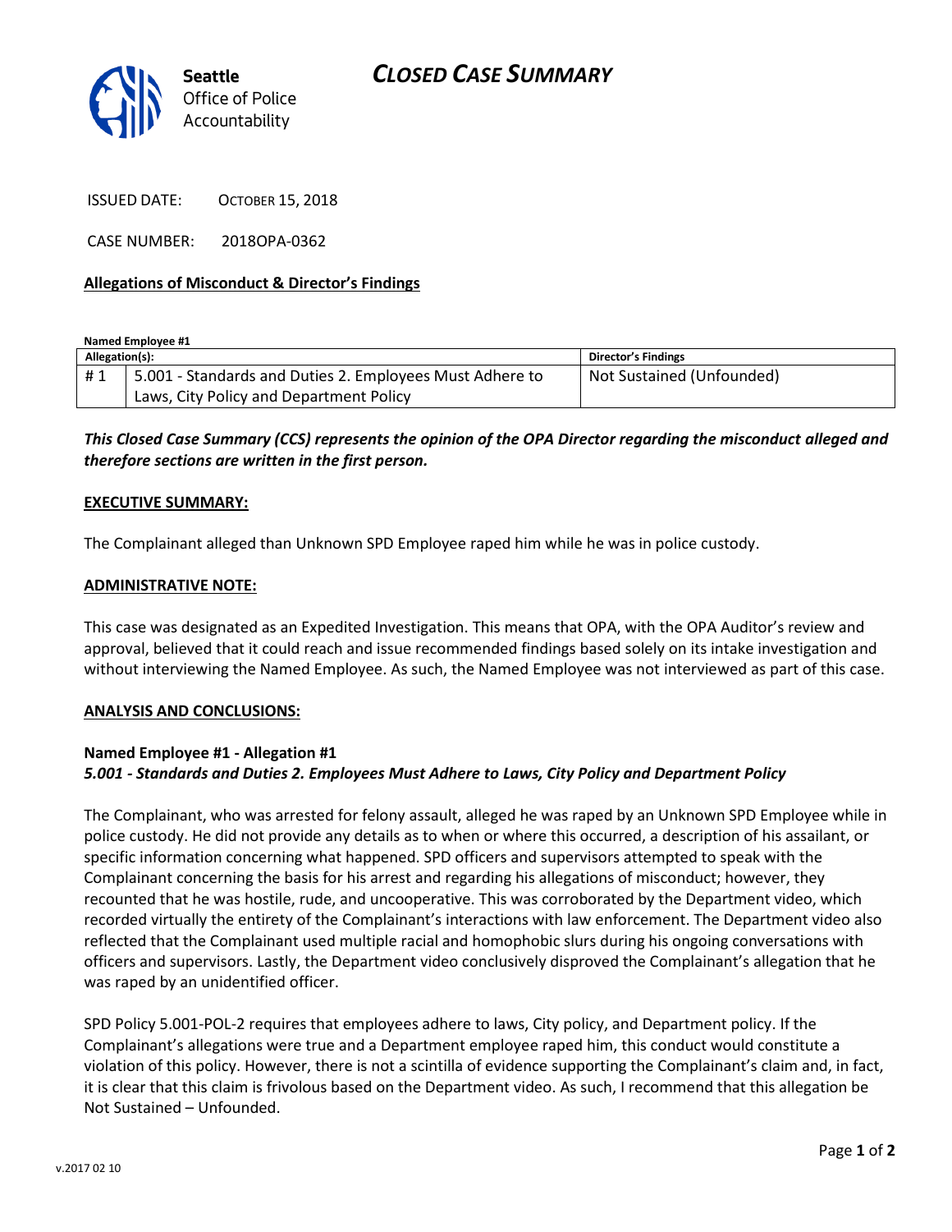Seattle Office of Police Accountability

# CLOSED CASE SUMMARY

ISSUED DATE: OCTOBER 15, 2018

CASE NUMBER: 2018OPA-0362

**Allegations of Misconduct & Director's Findings**

**Named Employee #1**

| Allegation(s): | | Director's Findings |
|---|---|---|
| # 1 | 5.001 - Standards and Duties 2. Employees Must Adhere to Laws, City Policy and Department Policy | Not Sustained (Unfounded) |

***This Closed Case Summary (CCS) represents the opinion of the OPA Director regarding the misconduct alleged and therefore sections are written in the first person.***

**EXECUTIVE SUMMARY:**

The Complainant alleged than Unknown SPD Employee raped him while he was in police custody.

**ADMINISTRATIVE NOTE:**

This case was designated as an Expedited Investigation. This means that OPA, with the OPA Auditor's review and approval, believed that it could reach and issue recommended findings based solely on its intake investigation and without interviewing the Named Employee. As such, the Named Employee was not interviewed as part of this case.

**ANALYSIS AND CONCLUSIONS:**

**Named Employee #1 - Allegation #1**
***5.001 - Standards and Duties 2. Employees Must Adhere to Laws, City Policy and Department Policy***

The Complainant, who was arrested for felony assault, alleged he was raped by an Unknown SPD Employee while in police custody. He did not provide any details as to when or where this occurred, a description of his assailant, or specific information concerning what happened. SPD officers and supervisors attempted to speak with the Complainant concerning the basis for his arrest and regarding his allegations of misconduct; however, they recounted that he was hostile, rude, and uncooperative. This was corroborated by the Department video, which recorded virtually the entirety of the Complainant's interactions with law enforcement. The Department video also reflected that the Complainant used multiple racial and homophobic slurs during his ongoing conversations with officers and supervisors. Lastly, the Department video conclusively disproved the Complainant's allegation that he was raped by an unidentified officer.

SPD Policy 5.001-POL-2 requires that employees adhere to laws, City policy, and Department policy. If the Complainant's allegations were true and a Department employee raped him, this conduct would constitute a violation of this policy. However, there is not a scintilla of evidence supporting the Complainant's claim and, in fact, it is clear that this claim is frivolous based on the Department video. As such, I recommend that this allegation be Not Sustained – Unfounded.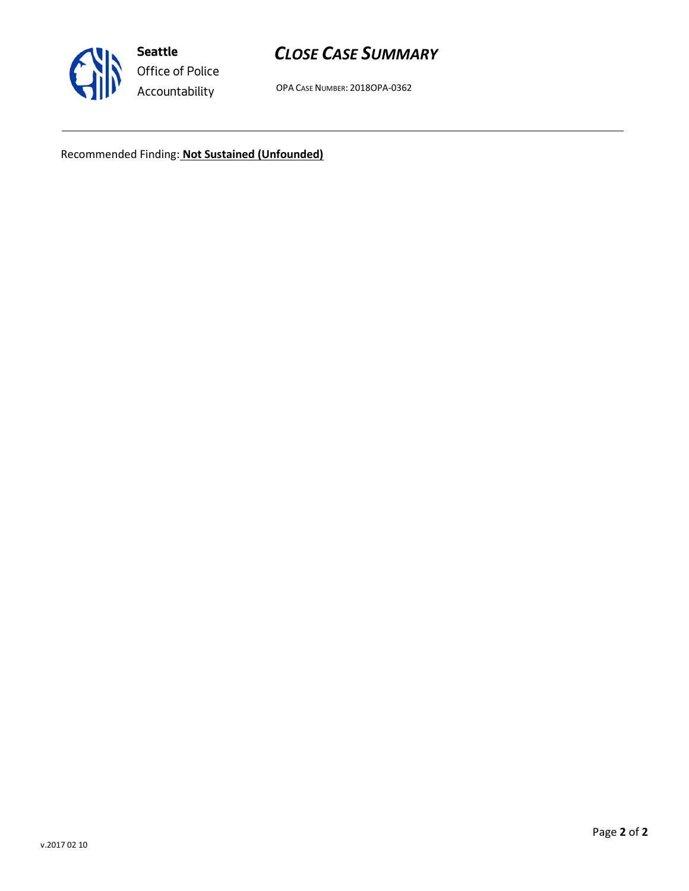Recommended Finding: **Not Sustained (Unfounded)**